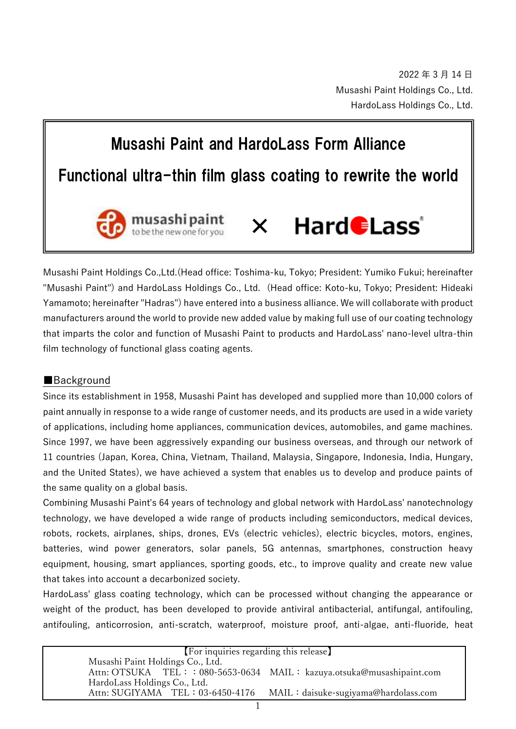2022 年 3 月 14 日
Musashi Paint Holdings Co., Ltd.
HardoLass Holdings Co., Ltd.

# Musashi Paint and HardoLass Form Alliance

# Functional ultra-thin film glass coating to rewrite the world

musashi paint to be the new one for you × HardoLass®

Musashi Paint Holdings Co.,Ltd.(Head office: Toshima-ku, Tokyo; President: Yumiko Fukui; hereinafter "Musashi Paint") and HardoLass Holdings Co., Ltd. (Head office: Koto-ku, Tokyo; President: Hideaki Yamamoto; hereinafter "Hadras") have entered into a business alliance. We will collaborate with product manufacturers around the world to provide new added value by making full use of our coating technology that imparts the color and function of Musashi Paint to products and HardoLass' nano-level ultra-thin film technology of functional glass coating agents.

## ■Background

Since its establishment in 1958, Musashi Paint has developed and supplied more than 10,000 colors of paint annually in response to a wide range of customer needs, and its products are used in a wide variety of applications, including home appliances, communication devices, automobiles, and game machines. Since 1997, we have been aggressively expanding our business overseas, and through our network of 11 countries (Japan, Korea, China, Vietnam, Thailand, Malaysia, Singapore, Indonesia, India, Hungary, and the United States), we have achieved a system that enables us to develop and produce paints of the same quality on a global basis.

Combining Musashi Paint's 64 years of technology and global network with HardoLass' nanotechnology technology, we have developed a wide range of products including semiconductors, medical devices, robots, rockets, airplanes, ships, drones, EVs (electric vehicles), electric bicycles, motors, engines, batteries, wind power generators, solar panels, 5G antennas, smartphones, construction heavy equipment, housing, smart appliances, sporting goods, etc., to improve quality and create new value that takes into account a decarbonized society.

HardoLass' glass coating technology, which can be processed without changing the appearance or weight of the product, has been developed to provide antiviral antibacterial, antifungal, antifouling, antifouling, anticorrosion, anti-scratch, waterproof, moisture proof, anti-algae, anti-fluoride, heat

【For inquiries regarding this release】
Musashi Paint Holdings Co., Ltd.
Attn: OTSUKA TEL：：080-5653-0634 MAIL：kazuya.otsuka@musashipaint.com
HardoLass Holdings Co., Ltd.
Attn: SUGIYAMA TEL：03-6450-4176 MAIL：daisuke-sugiyama@hardolass.com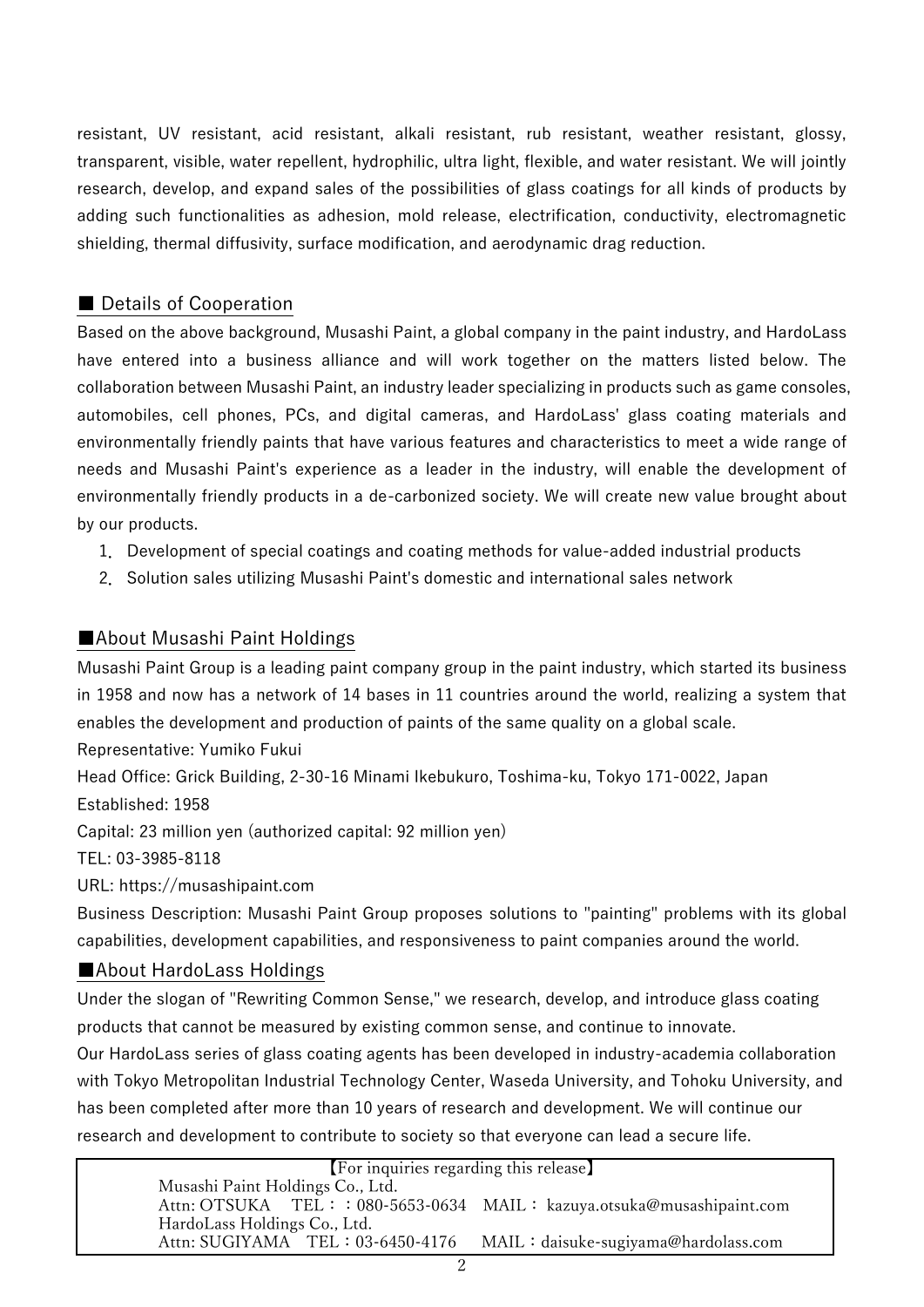resistant, UV resistant, acid resistant, alkali resistant, rub resistant, weather resistant, glossy, transparent, visible, water repellent, hydrophilic, ultra light, flexible, and water resistant. We will jointly research, develop, and expand sales of the possibilities of glass coatings for all kinds of products by adding such functionalities as adhesion, mold release, electrification, conductivity, electromagnetic shielding, thermal diffusivity, surface modification, and aerodynamic drag reduction.

## ■ Details of Cooperation

Based on the above background, Musashi Paint, a global company in the paint industry, and HardoLass have entered into a business alliance and will work together on the matters listed below. The collaboration between Musashi Paint, an industry leader specializing in products such as game consoles, automobiles, cell phones, PCs, and digital cameras, and HardoLass' glass coating materials and environmentally friendly paints that have various features and characteristics to meet a wide range of needs and Musashi Paint's experience as a leader in the industry, will enable the development of environmentally friendly products in a de-carbonized society. We will create new value brought about by our products.

1. Development of special coatings and coating methods for value-added industrial products
2. Solution sales utilizing Musashi Paint's domestic and international sales network

## ■About Musashi Paint Holdings

Musashi Paint Group is a leading paint company group in the paint industry, which started its business in 1958 and now has a network of 14 bases in 11 countries around the world, realizing a system that enables the development and production of paints of the same quality on a global scale.

Representative: Yumiko Fukui

Head Office: Grick Building, 2-30-16 Minami Ikebukuro, Toshima-ku, Tokyo 171-0022, Japan

Established: 1958

Capital: 23 million yen (authorized capital: 92 million yen)

TEL: 03-3985-8118

URL: https://musashipaint.com

Business Description: Musashi Paint Group proposes solutions to "painting" problems with its global capabilities, development capabilities, and responsiveness to paint companies around the world.

## ■About HardoLass Holdings

Under the slogan of "Rewriting Common Sense," we research, develop, and introduce glass coating products that cannot be measured by existing common sense, and continue to innovate.

Our HardoLass series of glass coating agents has been developed in industry-academia collaboration with Tokyo Metropolitan Industrial Technology Center, Waseda University, and Tohoku University, and has been completed after more than 10 years of research and development. We will continue our research and development to contribute to society so that everyone can lead a secure life.

【For inquiries regarding this release】

Musashi Paint Holdings Co., Ltd.
Attn: OTSUKA　TEL：：080-5653-0634　MAIL： kazuya.otsuka@musashipaint.com
HardoLass Holdings Co., Ltd.
Attn: SUGIYAMA　TEL：03-6450-4176　 MAIL：daisuke-sugiyama@hardolass.com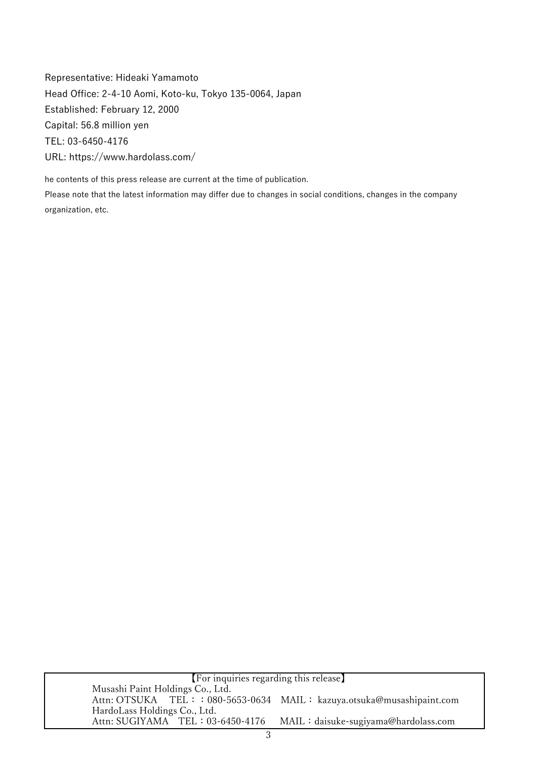Representative: Hideaki Yamamoto

Head Office: 2-4-10 Aomi, Koto-ku, Tokyo 135-0064, Japan

Established: February 12, 2000

Capital: 56.8 million yen

TEL: 03-6450-4176

URL: https://www.hardolass.com/

he contents of this press release are current at the time of publication.

Please note that the latest information may differ due to changes in social conditions, changes in the company organization, etc.

【For inquiries regarding this release】

Musashi Paint Holdings Co., Ltd.

Attn: OTSUKA　TEL：：080-5653-0634　MAIL： kazuya.otsuka@musashipaint.com

HardoLass Holdings Co., Ltd.

Attn: SUGIYAMA　TEL：03-6450-4176　 MAIL：daisuke-sugiyama@hardolass.com